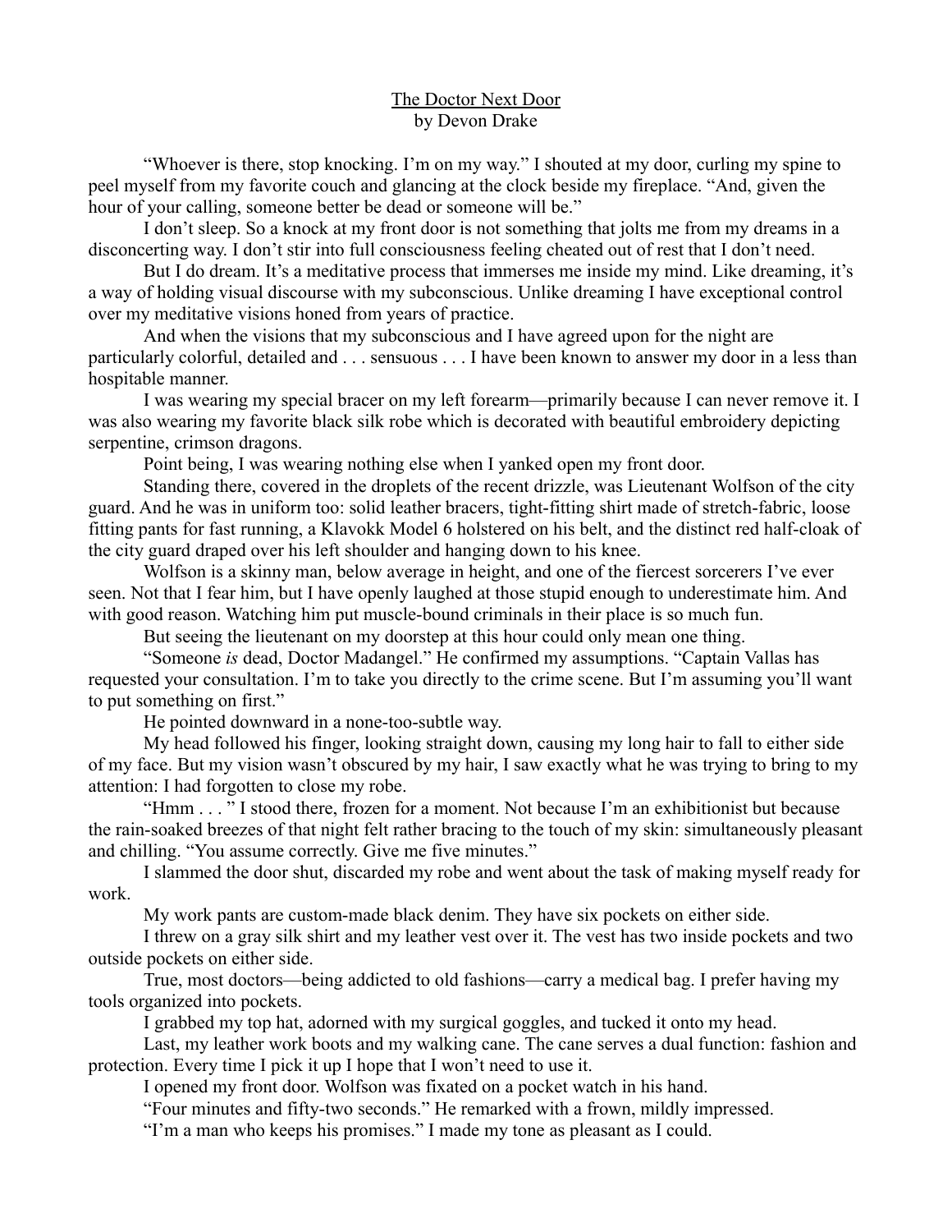# The Doctor Next Door

by Devon Drake

"Whoever is there, stop knocking. I'm on my way." I shouted at my door, curling my spine to peel myself from my favorite couch and glancing at the clock beside my fireplace. "And, given the hour of your calling, someone better be dead or someone will be."

I don't sleep. So a knock at my front door is not something that jolts me from my dreams in a disconcerting way. I don't stir into full consciousness feeling cheated out of rest that I don't need.

But I do dream. It's a meditative process that immerses me inside my mind. Like dreaming, it's a way of holding visual discourse with my subconscious. Unlike dreaming I have exceptional control over my meditative visions honed from years of practice.

And when the visions that my subconscious and I have agreed upon for the night are particularly colorful, detailed and . . . sensuous . . . I have been known to answer my door in a less than hospitable manner.

I was wearing my special bracer on my left forearm—primarily because I can never remove it. I was also wearing my favorite black silk robe which is decorated with beautiful embroidery depicting serpentine, crimson dragons.

Point being, I was wearing nothing else when I yanked open my front door.

Standing there, covered in the droplets of the recent drizzle, was Lieutenant Wolfson of the city guard. And he was in uniform too: solid leather bracers, tight-fitting shirt made of stretch-fabric, loose fitting pants for fast running, a Klavokk Model 6 holstered on his belt, and the distinct red half-cloak of the city guard draped over his left shoulder and hanging down to his knee.

Wolfson is a skinny man, below average in height, and one of the fiercest sorcerers I've ever seen. Not that I fear him, but I have openly laughed at those stupid enough to underestimate him. And with good reason. Watching him put muscle-bound criminals in their place is so much fun.

But seeing the lieutenant on my doorstep at this hour could only mean one thing.

"Someone *is* dead, Doctor Madangel." He confirmed my assumptions. "Captain Vallas has requested your consultation. I'm to take you directly to the crime scene. But I'm assuming you'll want to put something on first."

He pointed downward in a none-too-subtle way.

My head followed his finger, looking straight down, causing my long hair to fall to either side of my face. But my vision wasn't obscured by my hair, I saw exactly what he was trying to bring to my attention: I had forgotten to close my robe.

"Hmm . . . " I stood there, frozen for a moment. Not because I'm an exhibitionist but because the rain-soaked breezes of that night felt rather bracing to the touch of my skin: simultaneously pleasant and chilling. "You assume correctly. Give me five minutes."

I slammed the door shut, discarded my robe and went about the task of making myself ready for work.

My work pants are custom-made black denim. They have six pockets on either side.

I threw on a gray silk shirt and my leather vest over it. The vest has two inside pockets and two outside pockets on either side.

True, most doctors—being addicted to old fashions—carry a medical bag. I prefer having my tools organized into pockets.

I grabbed my top hat, adorned with my surgical goggles, and tucked it onto my head.

Last, my leather work boots and my walking cane. The cane serves a dual function: fashion and protection. Every time I pick it up I hope that I won't need to use it.

I opened my front door. Wolfson was fixated on a pocket watch in his hand.

"Four minutes and fifty-two seconds." He remarked with a frown, mildly impressed.

"I'm a man who keeps his promises." I made my tone as pleasant as I could.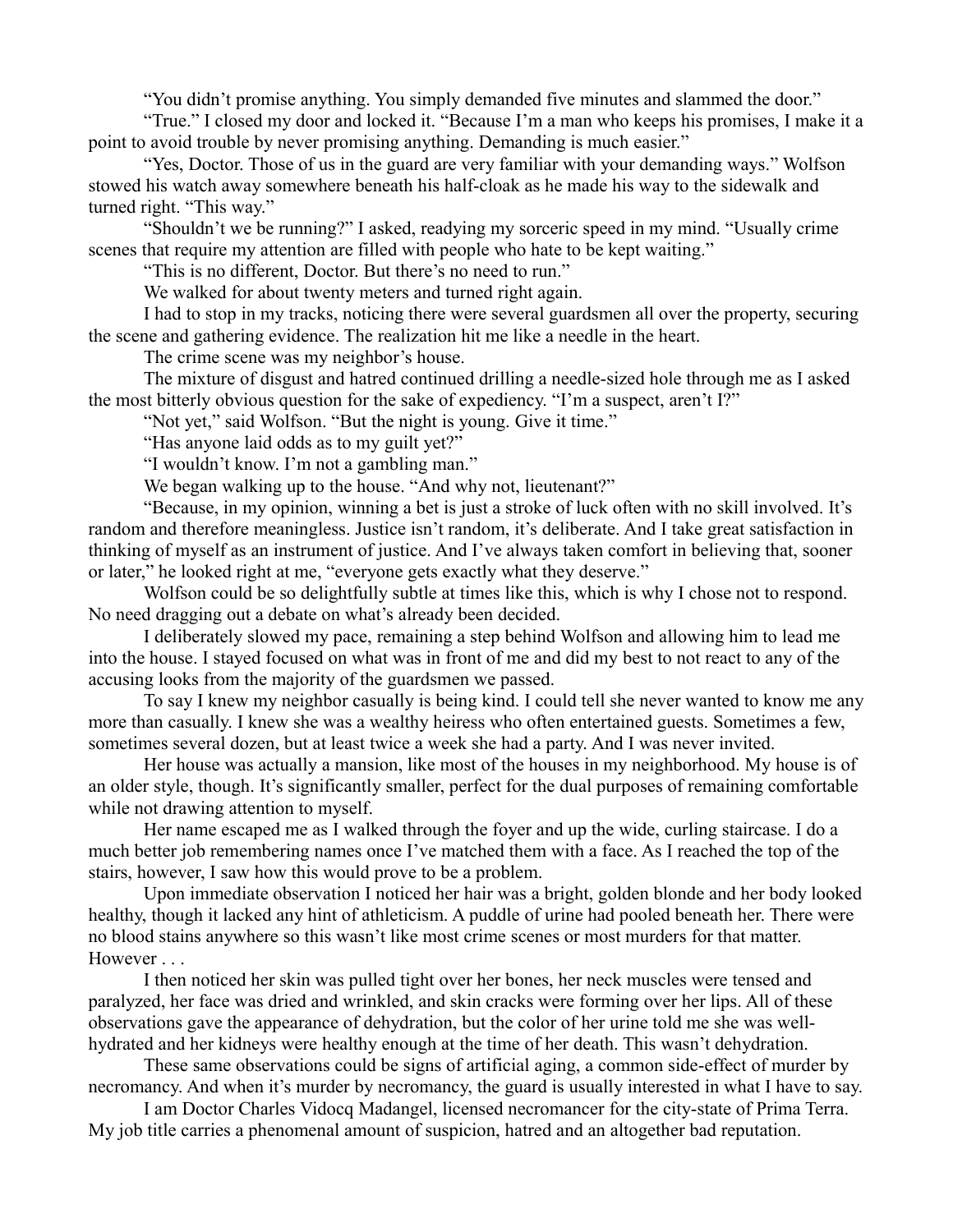"You didn't promise anything. You simply demanded five minutes and slammed the door."

"True." I closed my door and locked it. "Because I'm a man who keeps his promises, I make it a point to avoid trouble by never promising anything. Demanding is much easier."

"Yes, Doctor. Those of us in the guard are very familiar with your demanding ways." Wolfson stowed his watch away somewhere beneath his half-cloak as he made his way to the sidewalk and turned right. "This way."

"Shouldn't we be running?" I asked, readying my sorceric speed in my mind. "Usually crime scenes that require my attention are filled with people who hate to be kept waiting."

"This is no different, Doctor. But there's no need to run."

We walked for about twenty meters and turned right again.

I had to stop in my tracks, noticing there were several guardsmen all over the property, securing the scene and gathering evidence. The realization hit me like a needle in the heart.

The crime scene was my neighbor's house.

The mixture of disgust and hatred continued drilling a needle-sized hole through me as I asked the most bitterly obvious question for the sake of expediency. "I'm a suspect, aren't I?"

"Not yet," said Wolfson. "But the night is young. Give it time."

"Has anyone laid odds as to my guilt yet?"

"I wouldn't know. I'm not a gambling man."

We began walking up to the house. "And why not, lieutenant?"

"Because, in my opinion, winning a bet is just a stroke of luck often with no skill involved. It's random and therefore meaningless. Justice isn't random, it's deliberate. And I take great satisfaction in thinking of myself as an instrument of justice. And I've always taken comfort in believing that, sooner or later," he looked right at me, "everyone gets exactly what they deserve."

Wolfson could be so delightfully subtle at times like this, which is why I chose not to respond. No need dragging out a debate on what's already been decided.

I deliberately slowed my pace, remaining a step behind Wolfson and allowing him to lead me into the house. I stayed focused on what was in front of me and did my best to not react to any of the accusing looks from the majority of the guardsmen we passed.

To say I knew my neighbor casually is being kind. I could tell she never wanted to know me any more than casually. I knew she was a wealthy heiress who often entertained guests. Sometimes a few, sometimes several dozen, but at least twice a week she had a party. And I was never invited.

Her house was actually a mansion, like most of the houses in my neighborhood. My house is of an older style, though. It's significantly smaller, perfect for the dual purposes of remaining comfortable while not drawing attention to myself.

Her name escaped me as I walked through the foyer and up the wide, curling staircase. I do a much better job remembering names once I've matched them with a face. As I reached the top of the stairs, however, I saw how this would prove to be a problem.

Upon immediate observation I noticed her hair was a bright, golden blonde and her body looked healthy, though it lacked any hint of athleticism. A puddle of urine had pooled beneath her. There were no blood stains anywhere so this wasn't like most crime scenes or most murders for that matter. However . . .

I then noticed her skin was pulled tight over her bones, her neck muscles were tensed and paralyzed, her face was dried and wrinkled, and skin cracks were forming over her lips. All of these observations gave the appearance of dehydration, but the color of her urine told me she was well-hydrated and her kidneys were healthy enough at the time of her death. This wasn't dehydration.

These same observations could be signs of artificial aging, a common side-effect of murder by necromancy. And when it's murder by necromancy, the guard is usually interested in what I have to say.

I am Doctor Charles Vidocq Madangel, licensed necromancer for the city-state of Prima Terra. My job title carries a phenomenal amount of suspicion, hatred and an altogether bad reputation.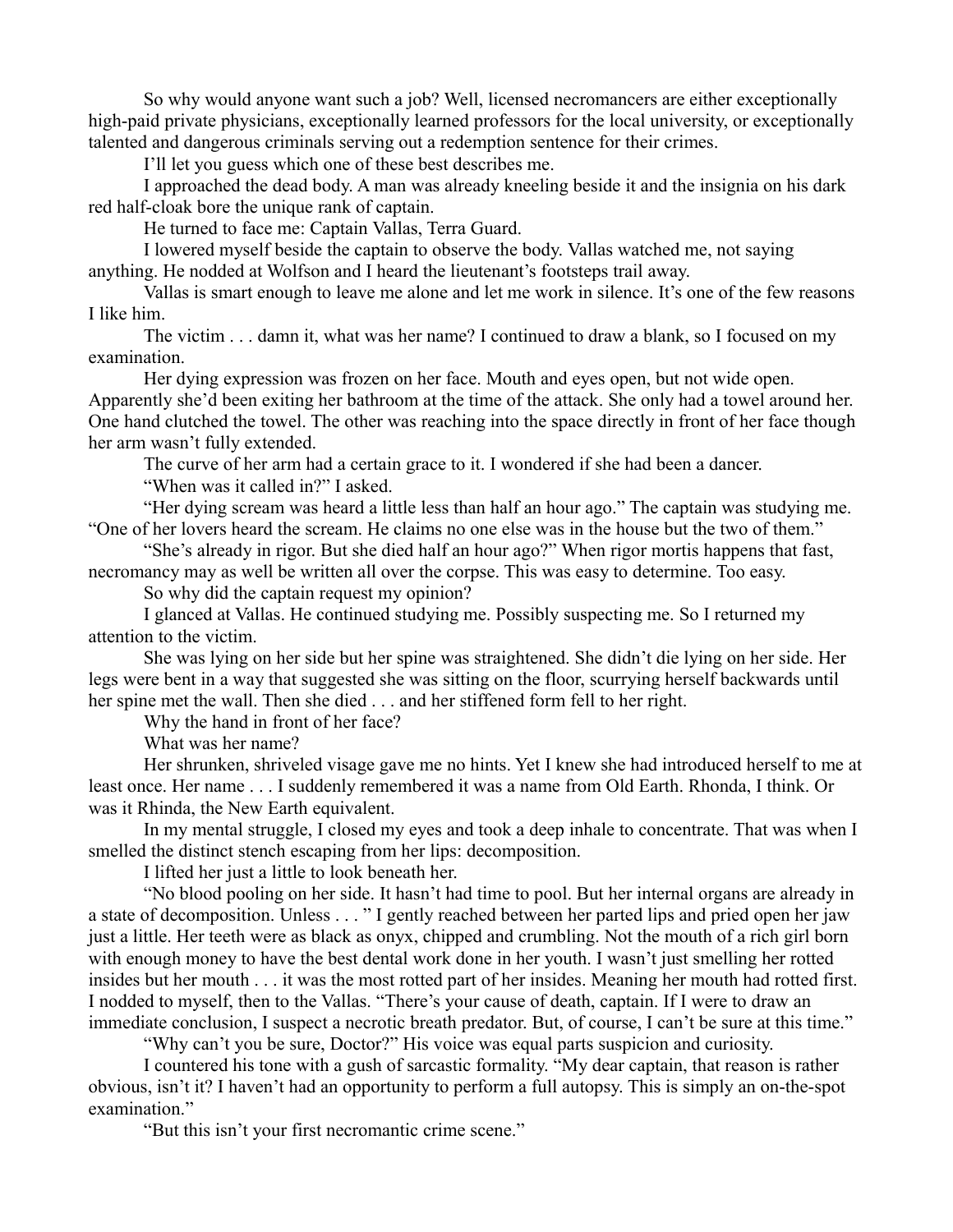So why would anyone want such a job? Well, licensed necromancers are either exceptionally high-paid private physicians, exceptionally learned professors for the local university, or exceptionally talented and dangerous criminals serving out a redemption sentence for their crimes.

I'll let you guess which one of these best describes me.

I approached the dead body. A man was already kneeling beside it and the insignia on his dark red half-cloak bore the unique rank of captain.

He turned to face me: Captain Vallas, Terra Guard.

I lowered myself beside the captain to observe the body. Vallas watched me, not saying anything. He nodded at Wolfson and I heard the lieutenant's footsteps trail away.

Vallas is smart enough to leave me alone and let me work in silence. It's one of the few reasons I like him.

The victim . . . damn it, what was her name? I continued to draw a blank, so I focused on my examination.

Her dying expression was frozen on her face. Mouth and eyes open, but not wide open. Apparently she'd been exiting her bathroom at the time of the attack. She only had a towel around her. One hand clutched the towel. The other was reaching into the space directly in front of her face though her arm wasn't fully extended.

The curve of her arm had a certain grace to it. I wondered if she had been a dancer.

"When was it called in?" I asked.

"Her dying scream was heard a little less than half an hour ago." The captain was studying me. "One of her lovers heard the scream. He claims no one else was in the house but the two of them."

"She's already in rigor. But she died half an hour ago?" When rigor mortis happens that fast, necromancy may as well be written all over the corpse. This was easy to determine. Too easy.

So why did the captain request my opinion?

I glanced at Vallas. He continued studying me. Possibly suspecting me. So I returned my attention to the victim.

She was lying on her side but her spine was straightened. She didn't die lying on her side. Her legs were bent in a way that suggested she was sitting on the floor, scurrying herself backwards until her spine met the wall. Then she died . . . and her stiffened form fell to her right.

Why the hand in front of her face?

What was her name?

Her shrunken, shriveled visage gave me no hints. Yet I knew she had introduced herself to me at least once. Her name . . . I suddenly remembered it was a name from Old Earth. Rhonda, I think. Or was it Rhinda, the New Earth equivalent.

In my mental struggle, I closed my eyes and took a deep inhale to concentrate. That was when I smelled the distinct stench escaping from her lips: decomposition.

I lifted her just a little to look beneath her.

"No blood pooling on her side. It hasn't had time to pool. But her internal organs are already in a state of decomposition. Unless . . . " I gently reached between her parted lips and pried open her jaw just a little. Her teeth were as black as onyx, chipped and crumbling. Not the mouth of a rich girl born with enough money to have the best dental work done in her youth. I wasn't just smelling her rotted insides but her mouth . . . it was the most rotted part of her insides. Meaning her mouth had rotted first. I nodded to myself, then to the Vallas. "There's your cause of death, captain. If I were to draw an immediate conclusion, I suspect a necrotic breath predator. But, of course, I can't be sure at this time."

"Why can't you be sure, Doctor?" His voice was equal parts suspicion and curiosity.

I countered his tone with a gush of sarcastic formality. "My dear captain, that reason is rather obvious, isn't it? I haven't had an opportunity to perform a full autopsy. This is simply an on-the-spot examination."

"But this isn't your first necromantic crime scene."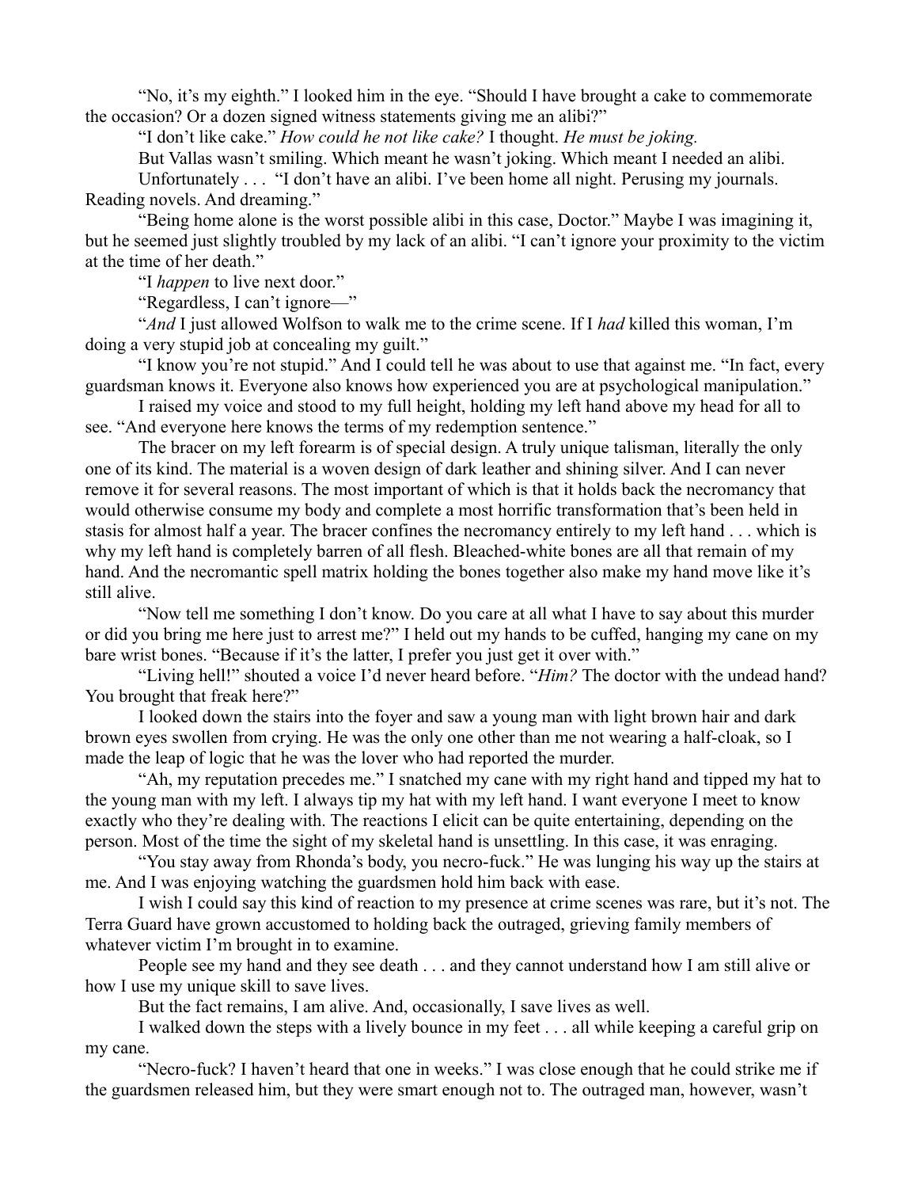"No, it's my eighth." I looked him in the eye. "Should I have brought a cake to commemorate the occasion? Or a dozen signed witness statements giving me an alibi?"

"I don't like cake." *How could he not like cake?* I thought. *He must be joking.*

But Vallas wasn't smiling. Which meant he wasn't joking. Which meant I needed an alibi.

Unfortunately . . . "I don't have an alibi. I've been home all night. Perusing my journals. Reading novels. And dreaming."

"Being home alone is the worst possible alibi in this case, Doctor." Maybe I was imagining it, but he seemed just slightly troubled by my lack of an alibi. "I can't ignore your proximity to the victim at the time of her death."

"I *happen* to live next door."

"Regardless, I can't ignore—"

"*And* I just allowed Wolfson to walk me to the crime scene. If I *had* killed this woman, I'm doing a very stupid job at concealing my guilt."

"I know you're not stupid." And I could tell he was about to use that against me. "In fact, every guardsman knows it. Everyone also knows how experienced you are at psychological manipulation."

I raised my voice and stood to my full height, holding my left hand above my head for all to see. "And everyone here knows the terms of my redemption sentence."

The bracer on my left forearm is of special design. A truly unique talisman, literally the only one of its kind. The material is a woven design of dark leather and shining silver. And I can never remove it for several reasons. The most important of which is that it holds back the necromancy that would otherwise consume my body and complete a most horrific transformation that's been held in stasis for almost half a year. The bracer confines the necromancy entirely to my left hand . . . which is why my left hand is completely barren of all flesh. Bleached-white bones are all that remain of my hand. And the necromantic spell matrix holding the bones together also make my hand move like it's still alive.

"Now tell me something I don't know. Do you care at all what I have to say about this murder or did you bring me here just to arrest me?" I held out my hands to be cuffed, hanging my cane on my bare wrist bones. "Because if it's the latter, I prefer you just get it over with."

"Living hell!" shouted a voice I'd never heard before. "*Him?* The doctor with the undead hand? You brought that freak here?"

I looked down the stairs into the foyer and saw a young man with light brown hair and dark brown eyes swollen from crying. He was the only one other than me not wearing a half-cloak, so I made the leap of logic that he was the lover who had reported the murder.

"Ah, my reputation precedes me." I snatched my cane with my right hand and tipped my hat to the young man with my left. I always tip my hat with my left hand. I want everyone I meet to know exactly who they're dealing with. The reactions I elicit can be quite entertaining, depending on the person. Most of the time the sight of my skeletal hand is unsettling. In this case, it was enraging.

"You stay away from Rhonda's body, you necro-fuck." He was lunging his way up the stairs at me. And I was enjoying watching the guardsmen hold him back with ease.

I wish I could say this kind of reaction to my presence at crime scenes was rare, but it's not. The Terra Guard have grown accustomed to holding back the outraged, grieving family members of whatever victim I'm brought in to examine.

People see my hand and they see death . . . and they cannot understand how I am still alive or how I use my unique skill to save lives.

But the fact remains, I am alive. And, occasionally, I save lives as well.

I walked down the steps with a lively bounce in my feet . . . all while keeping a careful grip on my cane.

"Necro-fuck? I haven't heard that one in weeks." I was close enough that he could strike me if the guardsmen released him, but they were smart enough not to. The outraged man, however, wasn't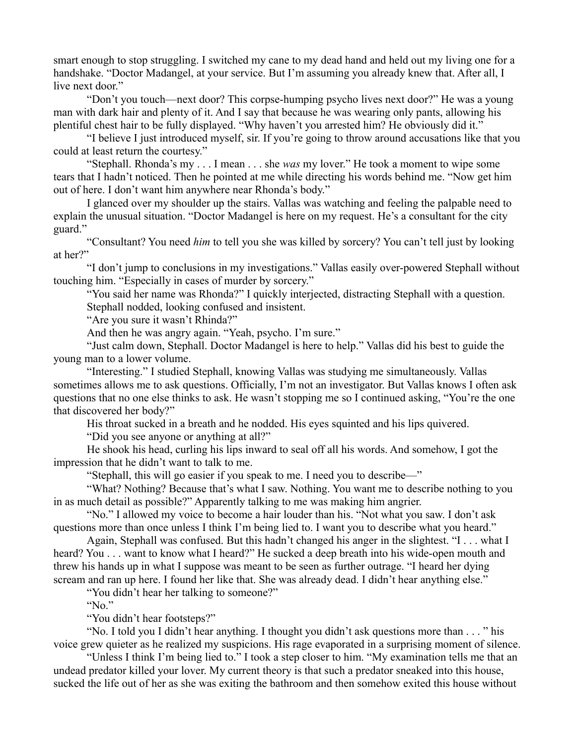smart enough to stop struggling. I switched my cane to my dead hand and held out my living one for a handshake. "Doctor Madangel, at your service. But I'm assuming you already knew that. After all, I live next door."

"Don't you touch—next door? This corpse-humping psycho lives next door?" He was a young man with dark hair and plenty of it. And I say that because he was wearing only pants, allowing his plentiful chest hair to be fully displayed. "Why haven't you arrested him? He obviously did it."

"I believe I just introduced myself, sir. If you're going to throw around accusations like that you could at least return the courtesy."

"Stephall. Rhonda's my . . . I mean . . . she *was* my lover." He took a moment to wipe some tears that I hadn't noticed. Then he pointed at me while directing his words behind me. "Now get him out of here. I don't want him anywhere near Rhonda's body."

I glanced over my shoulder up the stairs. Vallas was watching and feeling the palpable need to explain the unusual situation. "Doctor Madangel is here on my request. He's a consultant for the city guard."

"Consultant? You need *him* to tell you she was killed by sorcery? You can't tell just by looking at her?"

"I don't jump to conclusions in my investigations." Vallas easily over-powered Stephall without touching him. "Especially in cases of murder by sorcery."

"You said her name was Rhonda?" I quickly interjected, distracting Stephall with a question.

Stephall nodded, looking confused and insistent.

"Are you sure it wasn't Rhinda?"

And then he was angry again. "Yeah, psycho. I'm sure."

"Just calm down, Stephall. Doctor Madangel is here to help." Vallas did his best to guide the young man to a lower volume.

"Interesting." I studied Stephall, knowing Vallas was studying me simultaneously. Vallas sometimes allows me to ask questions. Officially, I'm not an investigator. But Vallas knows I often ask questions that no one else thinks to ask. He wasn't stopping me so I continued asking, "You're the one that discovered her body?"

His throat sucked in a breath and he nodded. His eyes squinted and his lips quivered.

"Did you see anyone or anything at all?"

He shook his head, curling his lips inward to seal off all his words. And somehow, I got the impression that he didn't want to talk to me.

"Stephall, this will go easier if you speak to me. I need you to describe—"

"What? Nothing? Because that's what I saw. Nothing. You want me to describe nothing to you in as much detail as possible?" Apparently talking to me was making him angrier.

"No." I allowed my voice to become a hair louder than his. "Not what you saw. I don't ask questions more than once unless I think I'm being lied to. I want you to describe what you heard."

Again, Stephall was confused. But this hadn't changed his anger in the slightest. "I . . . what I heard? You . . . want to know what I heard?" He sucked a deep breath into his wide-open mouth and threw his hands up in what I suppose was meant to be seen as further outrage. "I heard her dying scream and ran up here. I found her like that. She was already dead. I didn't hear anything else."

"You didn't hear her talking to someone?"

"No."

"You didn't hear footsteps?"

"No. I told you I didn't hear anything. I thought you didn't ask questions more than . . . " his voice grew quieter as he realized my suspicions. His rage evaporated in a surprising moment of silence.

"Unless I think I'm being lied to." I took a step closer to him. "My examination tells me that an undead predator killed your lover. My current theory is that such a predator sneaked into this house, sucked the life out of her as she was exiting the bathroom and then somehow exited this house without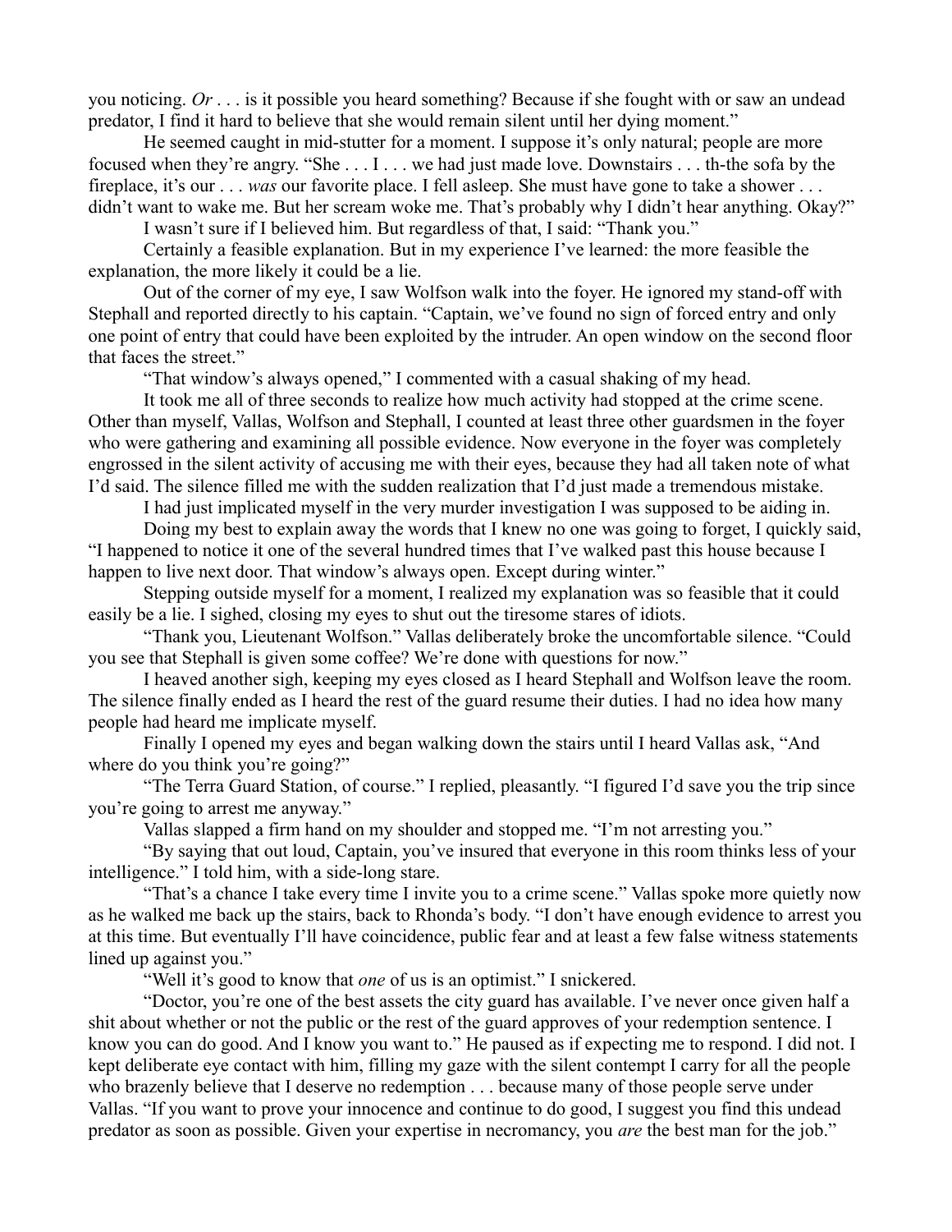you noticing. *Or* . . . is it possible you heard something? Because if she fought with or saw an undead predator, I find it hard to believe that she would remain silent until her dying moment."

He seemed caught in mid-stutter for a moment. I suppose it's only natural; people are more focused when they're angry. "She . . . I . . . we had just made love. Downstairs . . . th-the sofa by the fireplace, it's our . . . *was* our favorite place. I fell asleep. She must have gone to take a shower . . . didn't want to wake me. But her scream woke me. That's probably why I didn't hear anything. Okay?"

I wasn't sure if I believed him. But regardless of that, I said: "Thank you."

Certainly a feasible explanation. But in my experience I've learned: the more feasible the explanation, the more likely it could be a lie.

Out of the corner of my eye, I saw Wolfson walk into the foyer. He ignored my stand-off with Stephall and reported directly to his captain. "Captain, we've found no sign of forced entry and only one point of entry that could have been exploited by the intruder. An open window on the second floor that faces the street."

"That window's always opened," I commented with a casual shaking of my head.

It took me all of three seconds to realize how much activity had stopped at the crime scene. Other than myself, Vallas, Wolfson and Stephall, I counted at least three other guardsmen in the foyer who were gathering and examining all possible evidence. Now everyone in the foyer was completely engrossed in the silent activity of accusing me with their eyes, because they had all taken note of what I'd said. The silence filled me with the sudden realization that I'd just made a tremendous mistake.

I had just implicated myself in the very murder investigation I was supposed to be aiding in.

Doing my best to explain away the words that I knew no one was going to forget, I quickly said, "I happened to notice it one of the several hundred times that I've walked past this house because I happen to live next door. That window's always open. Except during winter."

Stepping outside myself for a moment, I realized my explanation was so feasible that it could easily be a lie. I sighed, closing my eyes to shut out the tiresome stares of idiots.

"Thank you, Lieutenant Wolfson." Vallas deliberately broke the uncomfortable silence. "Could you see that Stephall is given some coffee? We're done with questions for now."

I heaved another sigh, keeping my eyes closed as I heard Stephall and Wolfson leave the room. The silence finally ended as I heard the rest of the guard resume their duties. I had no idea how many people had heard me implicate myself.

Finally I opened my eyes and began walking down the stairs until I heard Vallas ask, "And where do you think you're going?"

"The Terra Guard Station, of course." I replied, pleasantly. "I figured I'd save you the trip since you're going to arrest me anyway."

Vallas slapped a firm hand on my shoulder and stopped me. "I'm not arresting you."

"By saying that out loud, Captain, you've insured that everyone in this room thinks less of your intelligence." I told him, with a side-long stare.

"That's a chance I take every time I invite you to a crime scene." Vallas spoke more quietly now as he walked me back up the stairs, back to Rhonda's body. "I don't have enough evidence to arrest you at this time. But eventually I'll have coincidence, public fear and at least a few false witness statements lined up against you."

"Well it's good to know that *one* of us is an optimist." I snickered.

"Doctor, you're one of the best assets the city guard has available. I've never once given half a shit about whether or not the public or the rest of the guard approves of your redemption sentence. I know you can do good. And I know you want to." He paused as if expecting me to respond. I did not. I kept deliberate eye contact with him, filling my gaze with the silent contempt I carry for all the people who brazenly believe that I deserve no redemption . . . because many of those people serve under Vallas. "If you want to prove your innocence and continue to do good, I suggest you find this undead predator as soon as possible. Given your expertise in necromancy, you *are* the best man for the job."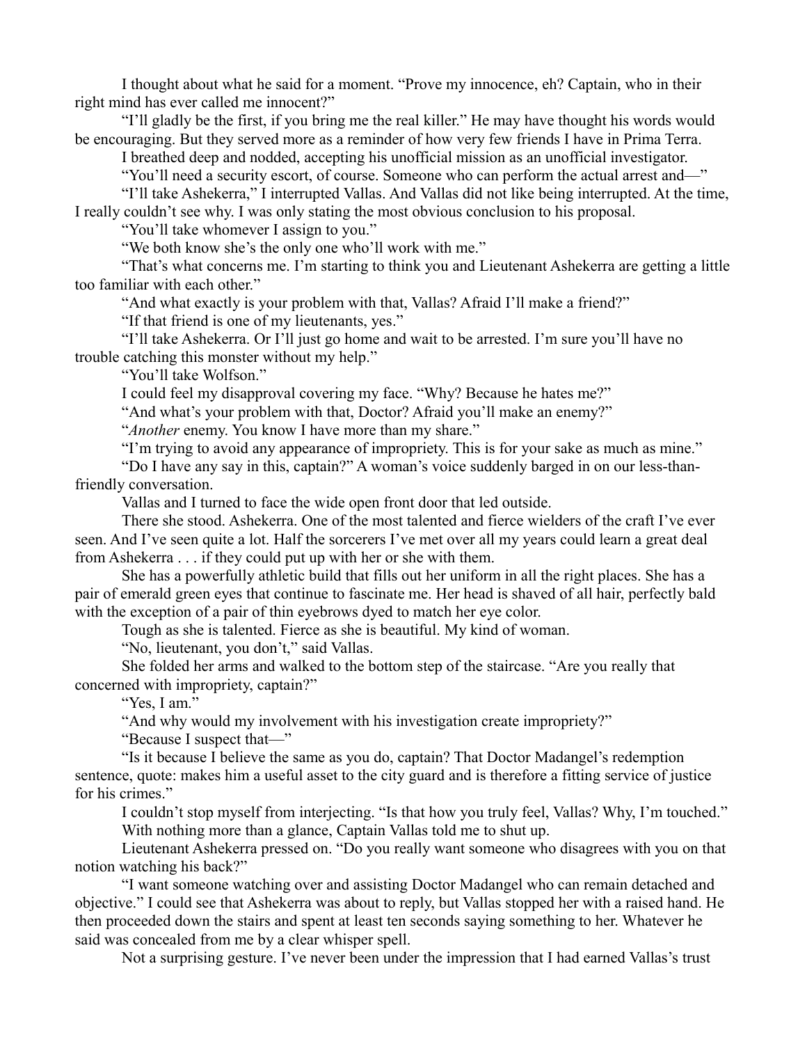I thought about what he said for a moment. “Prove my innocence, eh? Captain, who in their right mind has ever called me innocent?”

“I’ll gladly be the first, if you bring me the real killer.” He may have thought his words would be encouraging. But they served more as a reminder of how very few friends I have in Prima Terra.

I breathed deep and nodded, accepting his unofficial mission as an unofficial investigator.

“You’ll need a security escort, of course. Someone who can perform the actual arrest and—”

“I’ll take Ashekerra,” I interrupted Vallas. And Vallas did not like being interrupted. At the time, I really couldn’t see why. I was only stating the most obvious conclusion to his proposal.

“You’ll take whomever I assign to you.”

“We both know she’s the only one who’ll work with me.”

“That’s what concerns me. I’m starting to think you and Lieutenant Ashekerra are getting a little too familiar with each other.”

“And what exactly is your problem with that, Vallas? Afraid I’ll make a friend?”

“If that friend is one of my lieutenants, yes.”

“I’ll take Ashekerra. Or I’ll just go home and wait to be arrested. I’m sure you’ll have no trouble catching this monster without my help.”

“You’ll take Wolfson.”

I could feel my disapproval covering my face. “Why? Because he hates me?”

“And what’s your problem with that, Doctor? Afraid you’ll make an enemy?”

“*Another* enemy. You know I have more than my share.”

“I’m trying to avoid any appearance of impropriety. This is for your sake as much as mine.”

“Do I have any say in this, captain?” A woman’s voice suddenly barged in on our less-than-friendly conversation.

Vallas and I turned to face the wide open front door that led outside.

There she stood. Ashekerra. One of the most talented and fierce wielders of the craft I’ve ever seen. And I’ve seen quite a lot. Half the sorcerers I’ve met over all my years could learn a great deal from Ashekerra . . . if they could put up with her or she with them.

She has a powerfully athletic build that fills out her uniform in all the right places. She has a pair of emerald green eyes that continue to fascinate me. Her head is shaved of all hair, perfectly bald with the exception of a pair of thin eyebrows dyed to match her eye color.

Tough as she is talented. Fierce as she is beautiful. My kind of woman.

“No, lieutenant, you don’t,” said Vallas.

She folded her arms and walked to the bottom step of the staircase. “Are you really that concerned with impropriety, captain?”

“Yes, I am.”

“And why would my involvement with his investigation create impropriety?”

“Because I suspect that—”

“Is it because I believe the same as you do, captain? That Doctor Madangel’s redemption sentence, quote: makes him a useful asset to the city guard and is therefore a fitting service of justice for his crimes.”

I couldn’t stop myself from interjecting. “Is that how you truly feel, Vallas? Why, I’m touched.”

With nothing more than a glance, Captain Vallas told me to shut up.

Lieutenant Ashekerra pressed on. “Do you really want someone who disagrees with you on that notion watching his back?”

“I want someone watching over and assisting Doctor Madangel who can remain detached and objective.” I could see that Ashekerra was about to reply, but Vallas stopped her with a raised hand. He then proceeded down the stairs and spent at least ten seconds saying something to her. Whatever he said was concealed from me by a clear whisper spell.

Not a surprising gesture. I’ve never been under the impression that I had earned Vallas’s trust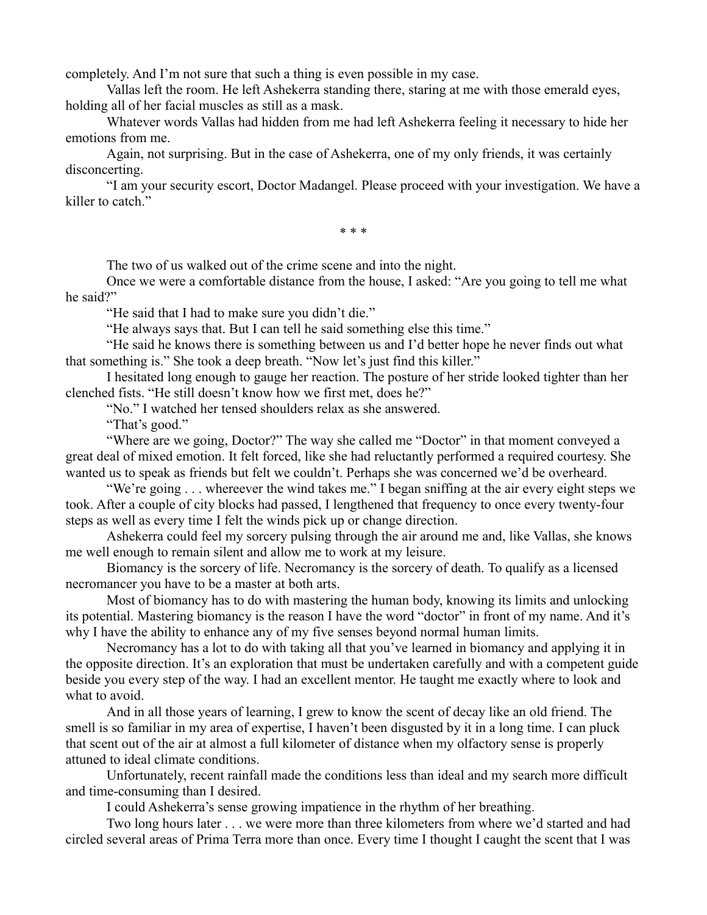completely. And I'm not sure that such a thing is even possible in my case.

Vallas left the room. He left Ashekerra standing there, staring at me with those emerald eyes, holding all of her facial muscles as still as a mask.

Whatever words Vallas had hidden from me had left Ashekerra feeling it necessary to hide her emotions from me.

Again, not surprising. But in the case of Ashekerra, one of my only friends, it was certainly disconcerting.

"I am your security escort, Doctor Madangel. Please proceed with your investigation. We have a killer to catch."

\* \* \*

The two of us walked out of the crime scene and into the night.

Once we were a comfortable distance from the house, I asked: "Are you going to tell me what he said?"

"He said that I had to make sure you didn't die."

"He always says that. But I can tell he said something else this time."

"He said he knows there is something between us and I'd better hope he never finds out what that something is." She took a deep breath. "Now let's just find this killer."

I hesitated long enough to gauge her reaction. The posture of her stride looked tighter than her clenched fists. "He still doesn't know how we first met, does he?"

"No." I watched her tensed shoulders relax as she answered.

"That's good."

"Where are we going, Doctor?" The way she called me "Doctor" in that moment conveyed a great deal of mixed emotion. It felt forced, like she had reluctantly performed a required courtesy. She wanted us to speak as friends but felt we couldn't. Perhaps she was concerned we'd be overheard.

"We're going . . . whereever the wind takes me." I began sniffing at the air every eight steps we took. After a couple of city blocks had passed, I lengthened that frequency to once every twenty-four steps as well as every time I felt the winds pick up or change direction.

Ashekerra could feel my sorcery pulsing through the air around me and, like Vallas, she knows me well enough to remain silent and allow me to work at my leisure.

Biomancy is the sorcery of life. Necromancy is the sorcery of death. To qualify as a licensed necromancer you have to be a master at both arts.

Most of biomancy has to do with mastering the human body, knowing its limits and unlocking its potential. Mastering biomancy is the reason I have the word "doctor" in front of my name. And it's why I have the ability to enhance any of my five senses beyond normal human limits.

Necromancy has a lot to do with taking all that you've learned in biomancy and applying it in the opposite direction. It's an exploration that must be undertaken carefully and with a competent guide beside you every step of the way. I had an excellent mentor. He taught me exactly where to look and what to avoid.

And in all those years of learning, I grew to know the scent of decay like an old friend. The smell is so familiar in my area of expertise, I haven't been disgusted by it in a long time. I can pluck that scent out of the air at almost a full kilometer of distance when my olfactory sense is properly attuned to ideal climate conditions.

Unfortunately, recent rainfall made the conditions less than ideal and my search more difficult and time-consuming than I desired.

I could Ashekerra's sense growing impatience in the rhythm of her breathing.

Two long hours later . . . we were more than three kilometers from where we'd started and had circled several areas of Prima Terra more than once. Every time I thought I caught the scent that I was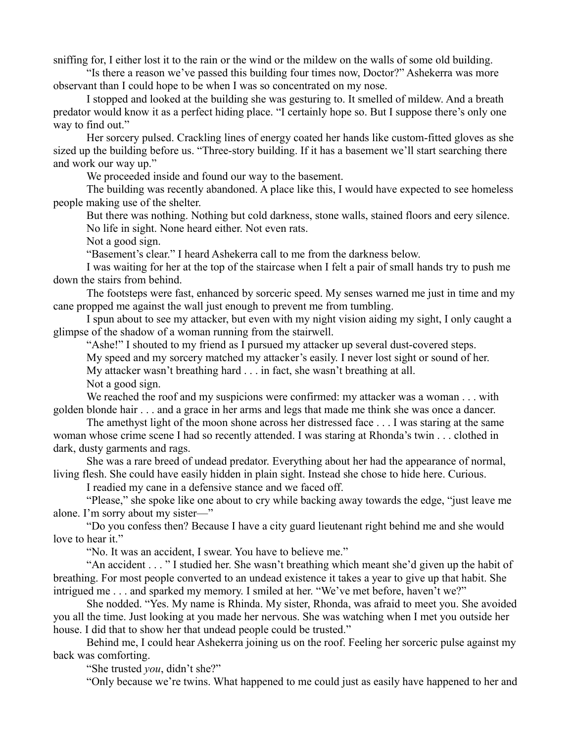sniffing for, I either lost it to the rain or the wind or the mildew on the walls of some old building.

"Is there a reason we've passed this building four times now, Doctor?" Ashekerra was more observant than I could hope to be when I was so concentrated on my nose.

I stopped and looked at the building she was gesturing to. It smelled of mildew. And a breath predator would know it as a perfect hiding place. "I certainly hope so. But I suppose there's only one way to find out."

Her sorcery pulsed. Crackling lines of energy coated her hands like custom-fitted gloves as she sized up the building before us. "Three-story building. If it has a basement we'll start searching there and work our way up."

We proceeded inside and found our way to the basement.

The building was recently abandoned. A place like this, I would have expected to see homeless people making use of the shelter.

But there was nothing. Nothing but cold darkness, stone walls, stained floors and eery silence. No life in sight. None heard either. Not even rats.

Not a good sign.

"Basement's clear." I heard Ashekerra call to me from the darkness below.

I was waiting for her at the top of the staircase when I felt a pair of small hands try to push me down the stairs from behind.

The footsteps were fast, enhanced by sorceric speed. My senses warned me just in time and my cane propped me against the wall just enough to prevent me from tumbling.

I spun about to see my attacker, but even with my night vision aiding my sight, I only caught a glimpse of the shadow of a woman running from the stairwell.

"Ashe!" I shouted to my friend as I pursued my attacker up several dust-covered steps.

My speed and my sorcery matched my attacker's easily. I never lost sight or sound of her.

My attacker wasn't breathing hard . . . in fact, she wasn't breathing at all.

Not a good sign.

We reached the roof and my suspicions were confirmed: my attacker was a woman . . . with golden blonde hair . . . and a grace in her arms and legs that made me think she was once a dancer.

The amethyst light of the moon shone across her distressed face . . . I was staring at the same woman whose crime scene I had so recently attended. I was staring at Rhonda's twin . . . clothed in dark, dusty garments and rags.

She was a rare breed of undead predator. Everything about her had the appearance of normal, living flesh. She could have easily hidden in plain sight. Instead she chose to hide here. Curious.

I readied my cane in a defensive stance and we faced off.

"Please," she spoke like one about to cry while backing away towards the edge, "just leave me alone. I'm sorry about my sister—"

"Do you confess then? Because I have a city guard lieutenant right behind me and she would love to hear it."

"No. It was an accident, I swear. You have to believe me."

"An accident . . . " I studied her. She wasn't breathing which meant she'd given up the habit of breathing. For most people converted to an undead existence it takes a year to give up that habit. She intrigued me . . . and sparked my memory. I smiled at her. "We've met before, haven't we?"

She nodded. "Yes. My name is Rhinda. My sister, Rhonda, was afraid to meet you. She avoided you all the time. Just looking at you made her nervous. She was watching when I met you outside her house. I did that to show her that undead people could be trusted."

Behind me, I could hear Ashekerra joining us on the roof. Feeling her sorceric pulse against my back was comforting.

"She trusted *you*, didn't she?"

"Only because we're twins. What happened to me could just as easily have happened to her and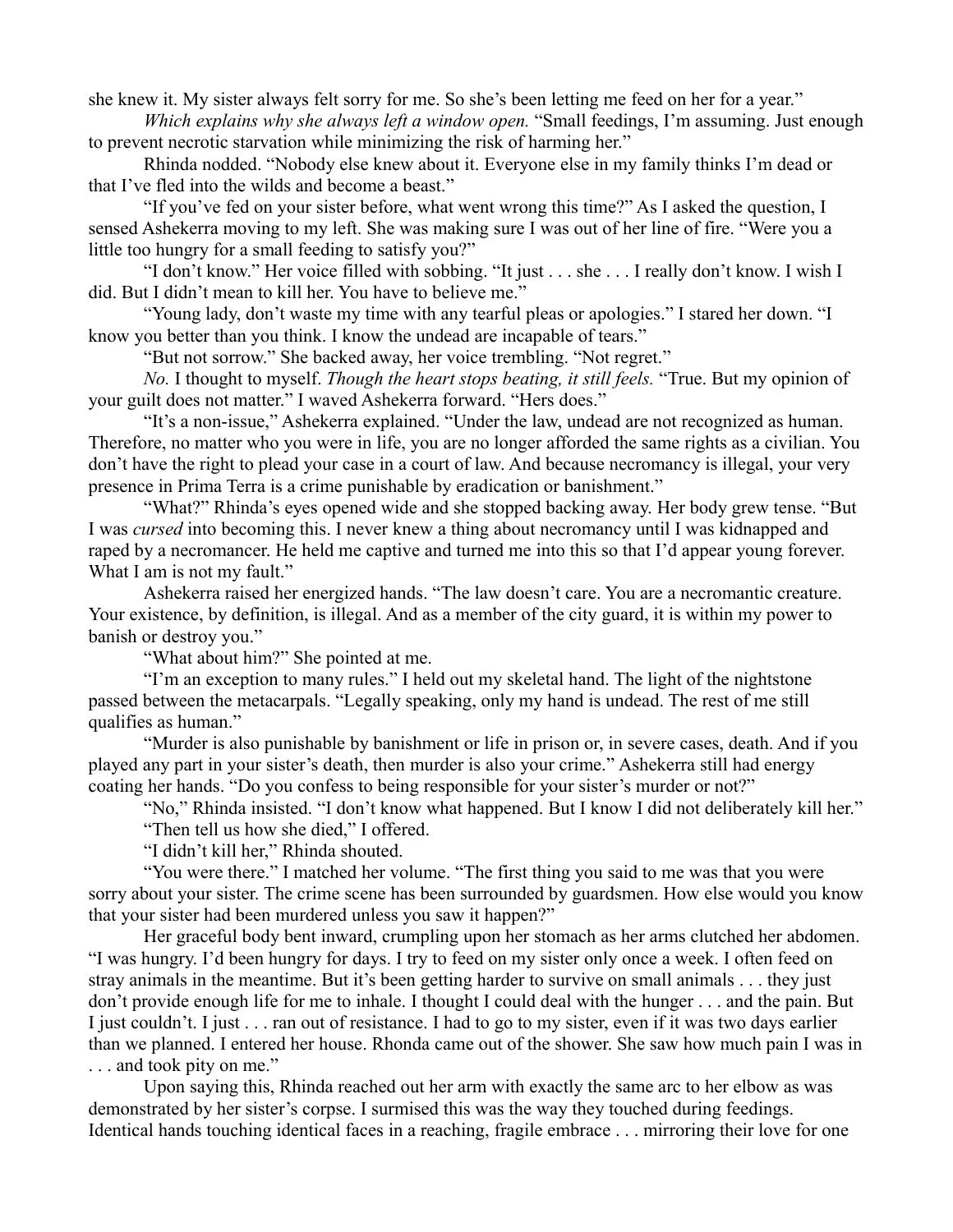she knew it. My sister always felt sorry for me. So she's been letting me feed on her for a year."

*Which explains why she always left a window open.* "Small feedings, I'm assuming. Just enough to prevent necrotic starvation while minimizing the risk of harming her."

Rhinda nodded. "Nobody else knew about it. Everyone else in my family thinks I'm dead or that I've fled into the wilds and become a beast."

"If you've fed on your sister before, what went wrong this time?" As I asked the question, I sensed Ashekerra moving to my left. She was making sure I was out of her line of fire. "Were you a little too hungry for a small feeding to satisfy you?"

"I don't know." Her voice filled with sobbing. "It just . . . she . . . I really don't know. I wish I did. But I didn't mean to kill her. You have to believe me."

"Young lady, don't waste my time with any tearful pleas or apologies." I stared her down. "I know you better than you think. I know the undead are incapable of tears."

"But not sorrow." She backed away, her voice trembling. "Not regret."

*No.* I thought to myself. *Though the heart stops beating, it still feels.* "True. But my opinion of your guilt does not matter." I waved Ashekerra forward. "Hers does."

"It's a non-issue," Ashekerra explained. "Under the law, undead are not recognized as human. Therefore, no matter who you were in life, you are no longer afforded the same rights as a civilian. You don't have the right to plead your case in a court of law. And because necromancy is illegal, your very presence in Prima Terra is a crime punishable by eradication or banishment."

"What?" Rhinda's eyes opened wide and she stopped backing away. Her body grew tense. "But I was *cursed* into becoming this. I never knew a thing about necromancy until I was kidnapped and raped by a necromancer. He held me captive and turned me into this so that I'd appear young forever. What I am is not my fault."

Ashekerra raised her energized hands. "The law doesn't care. You are a necromantic creature. Your existence, by definition, is illegal. And as a member of the city guard, it is within my power to banish or destroy you."

"What about him?" She pointed at me.

"I'm an exception to many rules." I held out my skeletal hand. The light of the nightstone passed between the metacarpals. "Legally speaking, only my hand is undead. The rest of me still qualifies as human."

"Murder is also punishable by banishment or life in prison or, in severe cases, death. And if you played any part in your sister's death, then murder is also your crime." Ashekerra still had energy coating her hands. "Do you confess to being responsible for your sister's murder or not?"

"No," Rhinda insisted. "I don't know what happened. But I know I did not deliberately kill her."

"Then tell us how she died," I offered.

"I didn't kill her," Rhinda shouted.

"You were there." I matched her volume. "The first thing you said to me was that you were sorry about your sister. The crime scene has been surrounded by guardsmen. How else would you know that your sister had been murdered unless you saw it happen?"

Her graceful body bent inward, crumpling upon her stomach as her arms clutched her abdomen. "I was hungry. I'd been hungry for days. I try to feed on my sister only once a week. I often feed on stray animals in the meantime. But it's been getting harder to survive on small animals . . . they just don't provide enough life for me to inhale. I thought I could deal with the hunger . . . and the pain. But I just couldn't. I just . . . ran out of resistance. I had to go to my sister, even if it was two days earlier than we planned. I entered her house. Rhonda came out of the shower. She saw how much pain I was in . . . and took pity on me."

Upon saying this, Rhinda reached out her arm with exactly the same arc to her elbow as was demonstrated by her sister's corpse. I surmised this was the way they touched during feedings. Identical hands touching identical faces in a reaching, fragile embrace . . . mirroring their love for one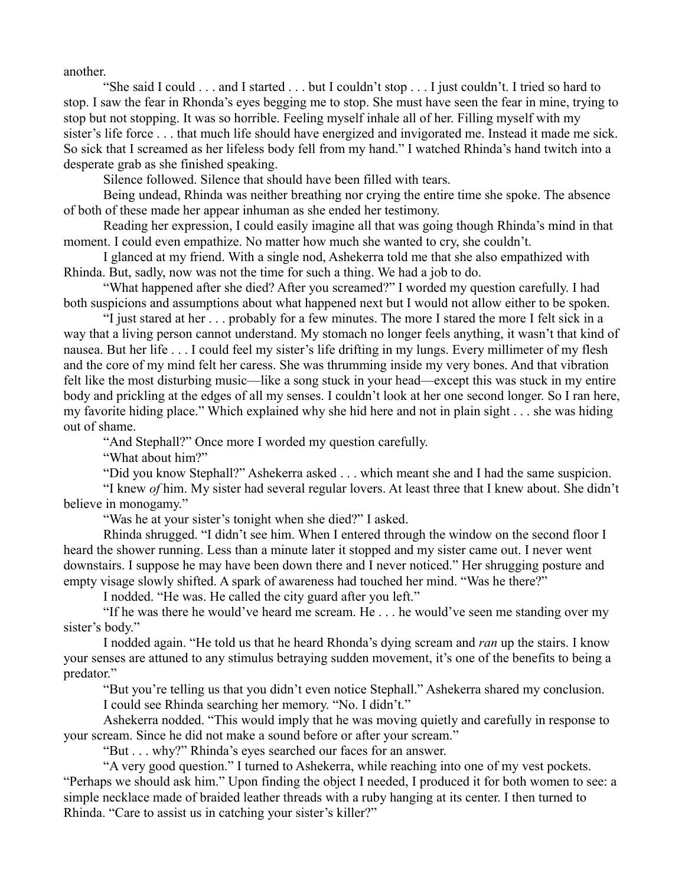another.

"She said I could . . . and I started . . . but I couldn't stop . . . I just couldn't. I tried so hard to stop. I saw the fear in Rhonda's eyes begging me to stop. She must have seen the fear in mine, trying to stop but not stopping. It was so horrible. Feeling myself inhale all of her. Filling myself with my sister's life force . . . that much life should have energized and invigorated me. Instead it made me sick. So sick that I screamed as her lifeless body fell from my hand." I watched Rhinda's hand twitch into a desperate grab as she finished speaking.

Silence followed. Silence that should have been filled with tears.

Being undead, Rhinda was neither breathing nor crying the entire time she spoke. The absence of both of these made her appear inhuman as she ended her testimony.

Reading her expression, I could easily imagine all that was going though Rhinda's mind in that moment. I could even empathize. No matter how much she wanted to cry, she couldn't.

I glanced at my friend. With a single nod, Ashekerra told me that she also empathized with Rhinda. But, sadly, now was not the time for such a thing. We had a job to do.

"What happened after she died? After you screamed?" I worded my question carefully. I had both suspicions and assumptions about what happened next but I would not allow either to be spoken.

"I just stared at her . . . probably for a few minutes. The more I stared the more I felt sick in a way that a living person cannot understand. My stomach no longer feels anything, it wasn't that kind of nausea. But her life . . . I could feel my sister's life drifting in my lungs. Every millimeter of my flesh and the core of my mind felt her caress. She was thrumming inside my very bones. And that vibration felt like the most disturbing music—like a song stuck in your head—except this was stuck in my entire body and prickling at the edges of all my senses. I couldn't look at her one second longer. So I ran here, my favorite hiding place." Which explained why she hid here and not in plain sight . . . she was hiding out of shame.

"And Stephall?" Once more I worded my question carefully.

"What about him?"

"Did you know Stephall?" Ashekerra asked . . . which meant she and I had the same suspicion.

"I knew *of* him. My sister had several regular lovers. At least three that I knew about. She didn't believe in monogamy."

"Was he at your sister's tonight when she died?" I asked.

Rhinda shrugged. "I didn't see him. When I entered through the window on the second floor I heard the shower running. Less than a minute later it stopped and my sister came out. I never went downstairs. I suppose he may have been down there and I never noticed." Her shrugging posture and empty visage slowly shifted. A spark of awareness had touched her mind. "Was he there?"

I nodded. "He was. He called the city guard after you left."

"If he was there he would've heard me scream. He . . . he would've seen me standing over my sister's body."

I nodded again. "He told us that he heard Rhonda's dying scream and *ran* up the stairs. I know your senses are attuned to any stimulus betraying sudden movement, it's one of the benefits to being a predator."

"But you're telling us that you didn't even notice Stephall." Ashekerra shared my conclusion.

I could see Rhinda searching her memory. "No. I didn't."

Ashekerra nodded. "This would imply that he was moving quietly and carefully in response to your scream. Since he did not make a sound before or after your scream."

"But . . . why?" Rhinda's eyes searched our faces for an answer.

"A very good question." I turned to Ashekerra, while reaching into one of my vest pockets. "Perhaps we should ask him." Upon finding the object I needed, I produced it for both women to see: a simple necklace made of braided leather threads with a ruby hanging at its center. I then turned to Rhinda. "Care to assist us in catching your sister's killer?"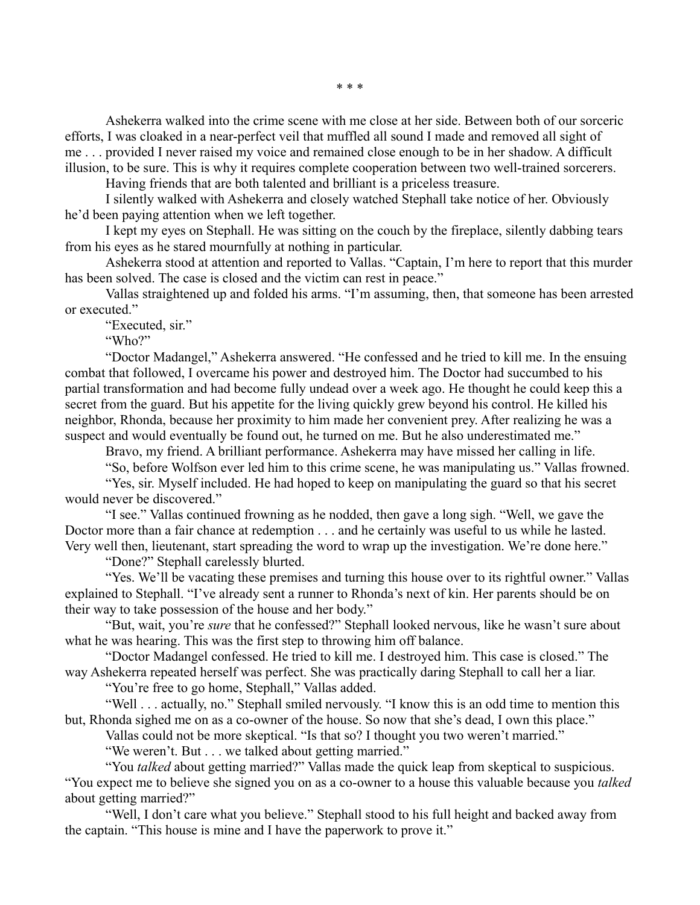\* \* \*

Ashekerra walked into the crime scene with me close at her side. Between both of our sorceric efforts, I was cloaked in a near-perfect veil that muffled all sound I made and removed all sight of me . . . provided I never raised my voice and remained close enough to be in her shadow. A difficult illusion, to be sure. This is why it requires complete cooperation between two well-trained sorcerers.

Having friends that are both talented and brilliant is a priceless treasure.

I silently walked with Ashekerra and closely watched Stephall take notice of her. Obviously he'd been paying attention when we left together.

I kept my eyes on Stephall. He was sitting on the couch by the fireplace, silently dabbing tears from his eyes as he stared mournfully at nothing in particular.

Ashekerra stood at attention and reported to Vallas. "Captain, I'm here to report that this murder has been solved. The case is closed and the victim can rest in peace."

Vallas straightened up and folded his arms. "I'm assuming, then, that someone has been arrested or executed."

"Executed, sir."

"Who?"

"Doctor Madangel," Ashekerra answered. "He confessed and he tried to kill me. In the ensuing combat that followed, I overcame his power and destroyed him. The Doctor had succumbed to his partial transformation and had become fully undead over a week ago. He thought he could keep this a secret from the guard. But his appetite for the living quickly grew beyond his control. He killed his neighbor, Rhonda, because her proximity to him made her convenient prey. After realizing he was a suspect and would eventually be found out, he turned on me. But he also underestimated me."

Bravo, my friend. A brilliant performance. Ashekerra may have missed her calling in life.

"So, before Wolfson ever led him to this crime scene, he was manipulating us." Vallas frowned.

"Yes, sir. Myself included. He had hoped to keep on manipulating the guard so that his secret would never be discovered."

"I see." Vallas continued frowning as he nodded, then gave a long sigh. "Well, we gave the Doctor more than a fair chance at redemption . . . and he certainly was useful to us while he lasted. Very well then, lieutenant, start spreading the word to wrap up the investigation. We're done here."

"Done?" Stephall carelessly blurted.

"Yes. We'll be vacating these premises and turning this house over to its rightful owner." Vallas explained to Stephall. "I've already sent a runner to Rhonda's next of kin. Her parents should be on their way to take possession of the house and her body."

"But, wait, you're *sure* that he confessed?" Stephall looked nervous, like he wasn't sure about what he was hearing. This was the first step to throwing him off balance.

"Doctor Madangel confessed. He tried to kill me. I destroyed him. This case is closed." The way Ashekerra repeated herself was perfect. She was practically daring Stephall to call her a liar.

"You're free to go home, Stephall," Vallas added.

"Well . . . actually, no." Stephall smiled nervously. "I know this is an odd time to mention this but, Rhonda sighed me on as a co-owner of the house. So now that she's dead, I own this place."

Vallas could not be more skeptical. "Is that so? I thought you two weren't married."

"We weren't. But . . . we talked about getting married."

"You *talked* about getting married?" Vallas made the quick leap from skeptical to suspicious. "You expect me to believe she signed you on as a co-owner to a house this valuable because you *talked* about getting married?"

"Well, I don't care what you believe." Stephall stood to his full height and backed away from the captain. "This house is mine and I have the paperwork to prove it."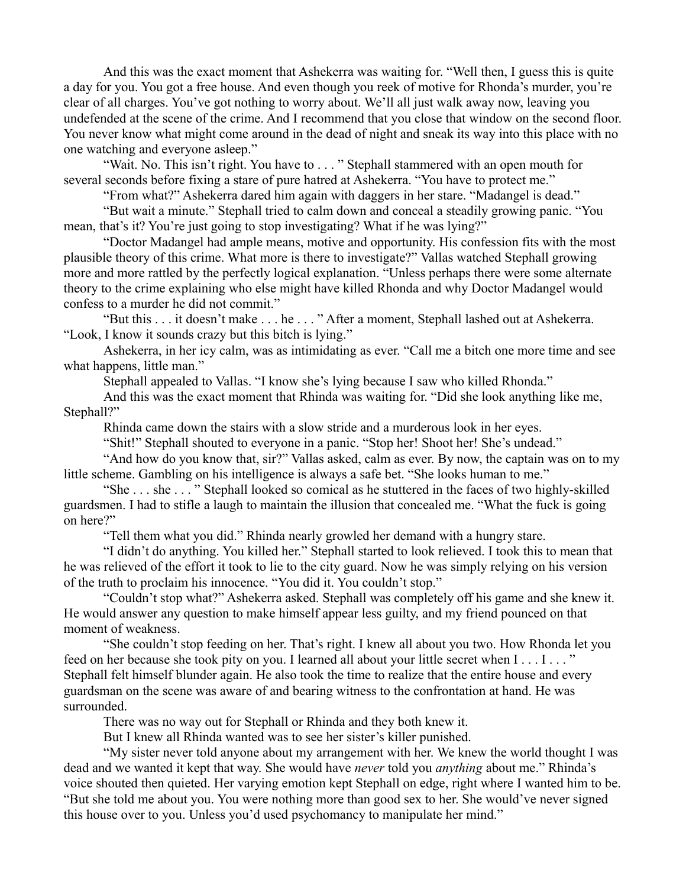And this was the exact moment that Ashekerra was waiting for. “Well then, I guess this is quite a day for you. You got a free house. And even though you reek of motive for Rhonda’s murder, you’re clear of all charges. You’ve got nothing to worry about. We’ll all just walk away now, leaving you undefended at the scene of the crime. And I recommend that you close that window on the second floor. You never know what might come around in the dead of night and sneak its way into this place with no one watching and everyone asleep.”

“Wait. No. This isn’t right. You have to . . . ” Stephall stammered with an open mouth for several seconds before fixing a stare of pure hatred at Ashekerra. “You have to protect me.”

“From what?” Ashekerra dared him again with daggers in her stare. “Madangel is dead.”

“But wait a minute.” Stephall tried to calm down and conceal a steadily growing panic. “You mean, that’s it? You’re just going to stop investigating? What if he was lying?”

“Doctor Madangel had ample means, motive and opportunity. His confession fits with the most plausible theory of this crime. What more is there to investigate?” Vallas watched Stephall growing more and more rattled by the perfectly logical explanation. “Unless perhaps there were some alternate theory to the crime explaining who else might have killed Rhonda and why Doctor Madangel would confess to a murder he did not commit.”

“But this . . . it doesn’t make . . . he . . . ” After a moment, Stephall lashed out at Ashekerra. “Look, I know it sounds crazy but this bitch is lying.”

Ashekerra, in her icy calm, was as intimidating as ever. “Call me a bitch one more time and see what happens, little man.”

Stephall appealed to Vallas. “I know she’s lying because I saw who killed Rhonda.”

And this was the exact moment that Rhinda was waiting for. “Did she look anything like me, Stephall?”

Rhinda came down the stairs with a slow stride and a murderous look in her eyes.

“Shit!” Stephall shouted to everyone in a panic. “Stop her! Shoot her! She’s undead.”

“And how do you know that, sir?” Vallas asked, calm as ever. By now, the captain was on to my little scheme. Gambling on his intelligence is always a safe bet. “She looks human to me.”

“She . . . she . . . ” Stephall looked so comical as he stuttered in the faces of two highly-skilled guardsmen. I had to stifle a laugh to maintain the illusion that concealed me. “What the fuck is going on here?”

“Tell them what you did.” Rhinda nearly growled her demand with a hungry stare.

“I didn’t do anything. You killed her.” Stephall started to look relieved. I took this to mean that he was relieved of the effort it took to lie to the city guard. Now he was simply relying on his version of the truth to proclaim his innocence. “You did it. You couldn’t stop.”

“Couldn’t stop what?” Ashekerra asked. Stephall was completely off his game and she knew it. He would answer any question to make himself appear less guilty, and my friend pounced on that moment of weakness.

“She couldn’t stop feeding on her. That’s right. I knew all about you two. How Rhonda let you feed on her because she took pity on you. I learned all about your little secret when I . . . I . . . ” Stephall felt himself blunder again. He also took the time to realize that the entire house and every guardsman on the scene was aware of and bearing witness to the confrontation at hand. He was surrounded.

There was no way out for Stephall or Rhinda and they both knew it.

But I knew all Rhinda wanted was to see her sister’s killer punished.

“My sister never told anyone about my arrangement with her. We knew the world thought I was dead and we wanted it kept that way. She would have *never* told you *anything* about me.” Rhinda’s voice shouted then quieted. Her varying emotion kept Stephall on edge, right where I wanted him to be. “But she told me about you. You were nothing more than good sex to her. She would’ve never signed this house over to you. Unless you’d used psychomancy to manipulate her mind.”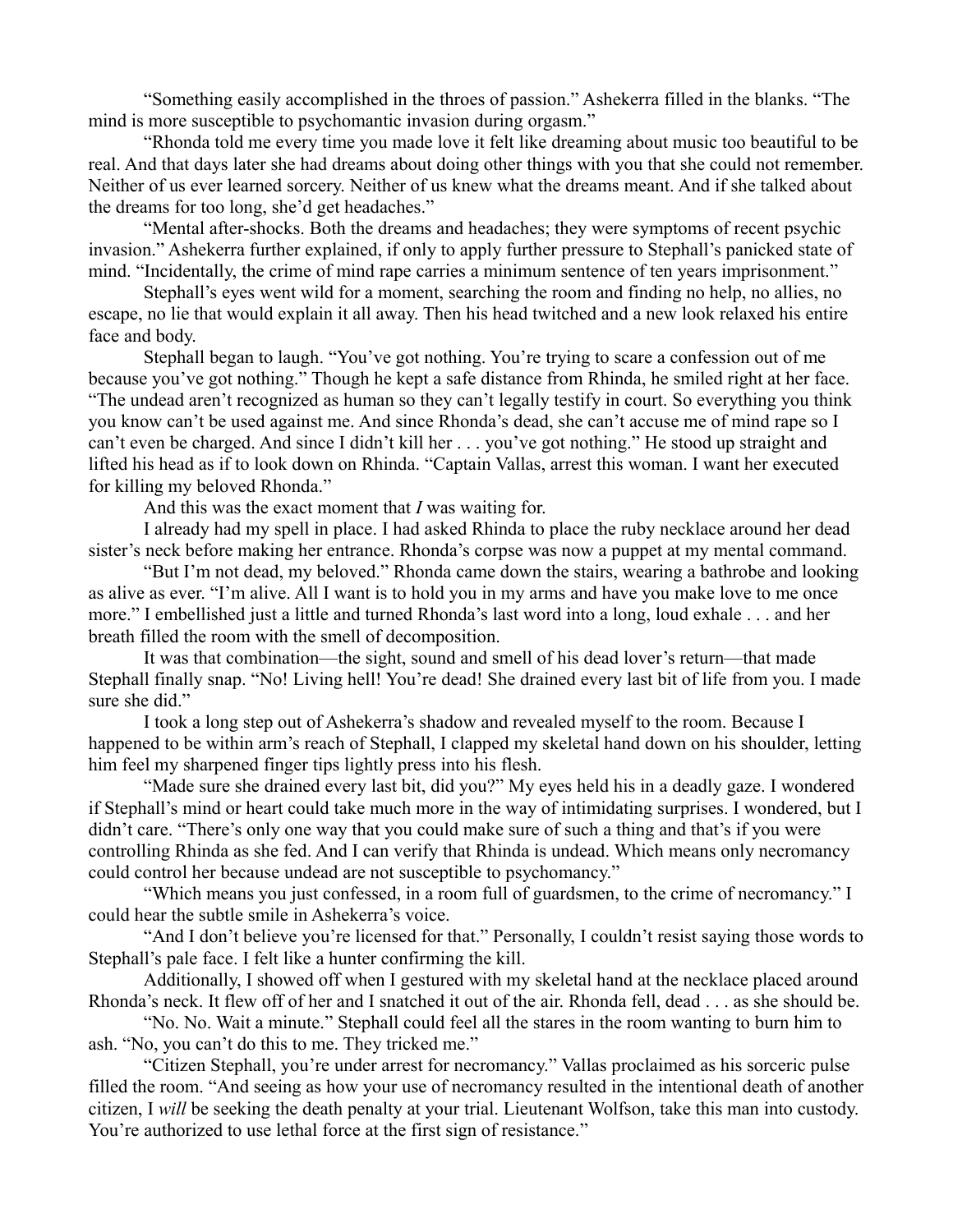"Something easily accomplished in the throes of passion." Ashekerra filled in the blanks. "The mind is more susceptible to psychomantic invasion during orgasm."

"Rhonda told me every time you made love it felt like dreaming about music too beautiful to be real. And that days later she had dreams about doing other things with you that she could not remember. Neither of us ever learned sorcery. Neither of us knew what the dreams meant. And if she talked about the dreams for too long, she'd get headaches."

"Mental after-shocks. Both the dreams and headaches; they were symptoms of recent psychic invasion." Ashekerra further explained, if only to apply further pressure to Stephall's panicked state of mind. "Incidentally, the crime of mind rape carries a minimum sentence of ten years imprisonment."

Stephall's eyes went wild for a moment, searching the room and finding no help, no allies, no escape, no lie that would explain it all away. Then his head twitched and a new look relaxed his entire face and body.

Stephall began to laugh. "You've got nothing. You're trying to scare a confession out of me because you've got nothing." Though he kept a safe distance from Rhinda, he smiled right at her face. "The undead aren't recognized as human so they can't legally testify in court. So everything you think you know can't be used against me. And since Rhonda's dead, she can't accuse me of mind rape so I can't even be charged. And since I didn't kill her . . . you've got nothing." He stood up straight and lifted his head as if to look down on Rhinda. "Captain Vallas, arrest this woman. I want her executed for killing my beloved Rhonda."

And this was the exact moment that *I* was waiting for.

I already had my spell in place. I had asked Rhinda to place the ruby necklace around her dead sister's neck before making her entrance. Rhonda's corpse was now a puppet at my mental command.

"But I'm not dead, my beloved." Rhonda came down the stairs, wearing a bathrobe and looking as alive as ever. "I'm alive. All I want is to hold you in my arms and have you make love to me once more." I embellished just a little and turned Rhonda's last word into a long, loud exhale . . . and her breath filled the room with the smell of decomposition.

It was that combination—the sight, sound and smell of his dead lover's return—that made Stephall finally snap. "No! Living hell! You're dead! She drained every last bit of life from you. I made sure she did."

I took a long step out of Ashekerra's shadow and revealed myself to the room. Because I happened to be within arm's reach of Stephall, I clapped my skeletal hand down on his shoulder, letting him feel my sharpened finger tips lightly press into his flesh.

"Made sure she drained every last bit, did you?" My eyes held his in a deadly gaze. I wondered if Stephall's mind or heart could take much more in the way of intimidating surprises. I wondered, but I didn't care. "There's only one way that you could make sure of such a thing and that's if you were controlling Rhinda as she fed. And I can verify that Rhinda is undead. Which means only necromancy could control her because undead are not susceptible to psychomancy."

"Which means you just confessed, in a room full of guardsmen, to the crime of necromancy." I could hear the subtle smile in Ashekerra's voice.

"And I don't believe you're licensed for that." Personally, I couldn't resist saying those words to Stephall's pale face. I felt like a hunter confirming the kill.

Additionally, I showed off when I gestured with my skeletal hand at the necklace placed around Rhonda's neck. It flew off of her and I snatched it out of the air. Rhonda fell, dead . . . as she should be.

"No. No. Wait a minute." Stephall could feel all the stares in the room wanting to burn him to ash. "No, you can't do this to me. They tricked me."

"Citizen Stephall, you're under arrest for necromancy." Vallas proclaimed as his sorceric pulse filled the room. "And seeing as how your use of necromancy resulted in the intentional death of another citizen, I *will* be seeking the death penalty at your trial. Lieutenant Wolfson, take this man into custody. You're authorized to use lethal force at the first sign of resistance."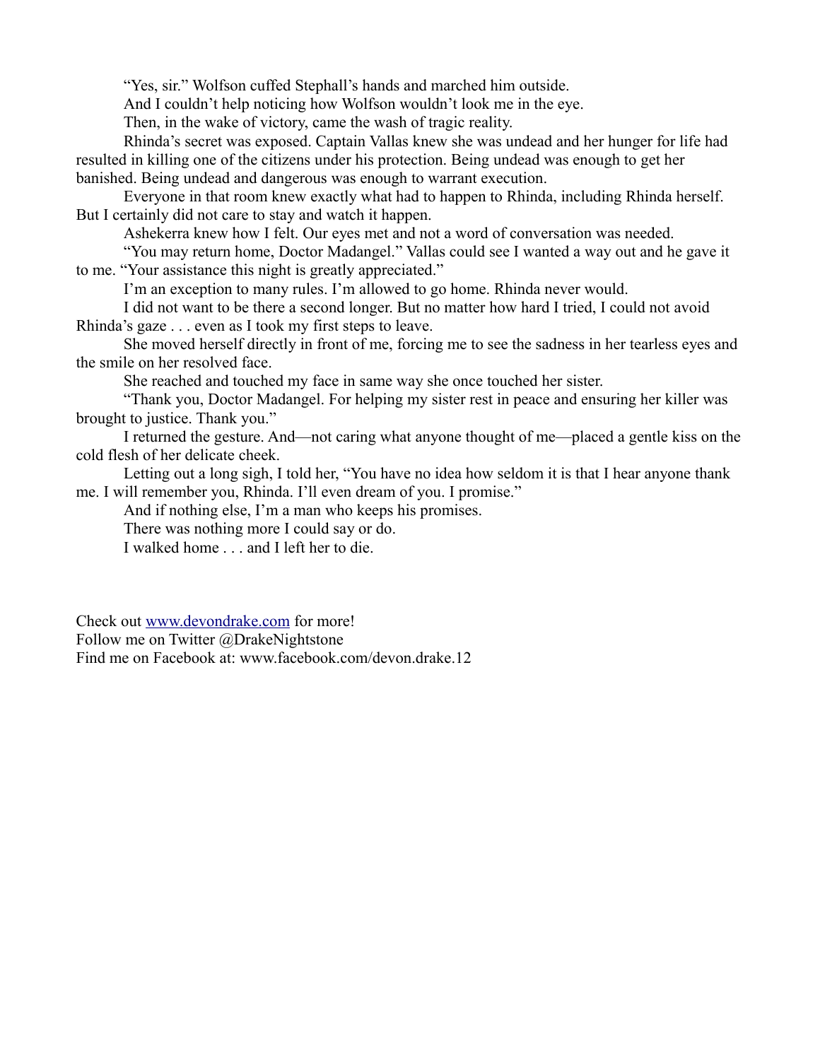"Yes, sir." Wolfson cuffed Stephall's hands and marched him outside.

And I couldn't help noticing how Wolfson wouldn't look me in the eye.

Then, in the wake of victory, came the wash of tragic reality.

Rhinda's secret was exposed. Captain Vallas knew she was undead and her hunger for life had resulted in killing one of the citizens under his protection. Being undead was enough to get her banished. Being undead and dangerous was enough to warrant execution.

Everyone in that room knew exactly what had to happen to Rhinda, including Rhinda herself. But I certainly did not care to stay and watch it happen.

Ashekerra knew how I felt. Our eyes met and not a word of conversation was needed.

"You may return home, Doctor Madangel." Vallas could see I wanted a way out and he gave it to me. "Your assistance this night is greatly appreciated."

I'm an exception to many rules. I'm allowed to go home. Rhinda never would.

I did not want to be there a second longer. But no matter how hard I tried, I could not avoid Rhinda's gaze . . . even as I took my first steps to leave.

She moved herself directly in front of me, forcing me to see the sadness in her tearless eyes and the smile on her resolved face.

She reached and touched my face in same way she once touched her sister.

"Thank you, Doctor Madangel. For helping my sister rest in peace and ensuring her killer was brought to justice. Thank you."

I returned the gesture. And—not caring what anyone thought of me—placed a gentle kiss on the cold flesh of her delicate cheek.

Letting out a long sigh, I told her, "You have no idea how seldom it is that I hear anyone thank me. I will remember you, Rhinda. I'll even dream of you. I promise."

And if nothing else, I'm a man who keeps his promises.

There was nothing more I could say or do.

I walked home . . . and I left her to die.

Check out [www.devondrake.com](http://www.devondrake.com) for more!
Follow me on Twitter @DrakeNightstone
Find me on Facebook at: www.facebook.com/devon.drake.12